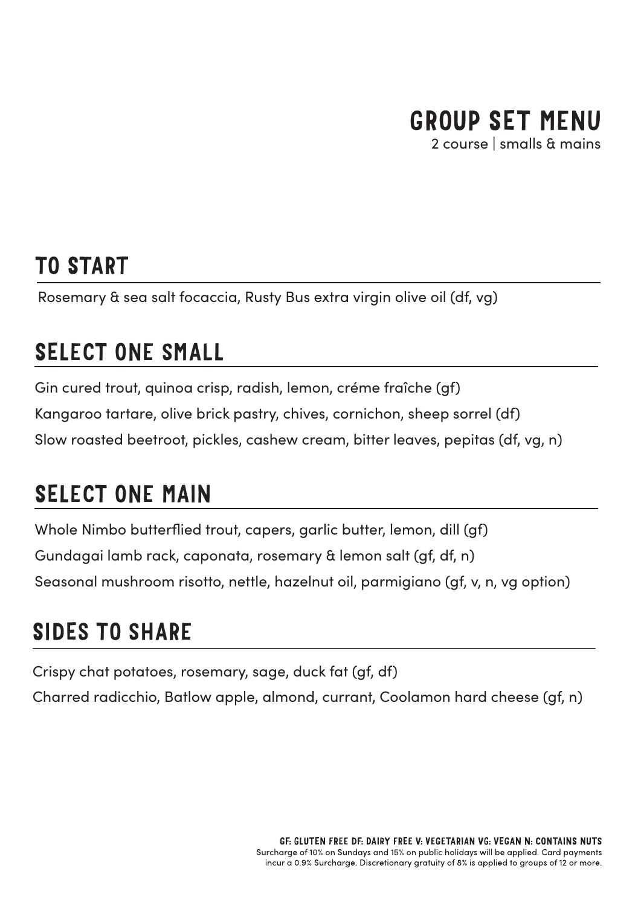# GROUP SET MENU

2 course | smalls & mains

## TO START

Rosemary & sea salt focaccia, Rusty Bus extra virgin olive oil (df, vg)

## SELECT ONE SMALL

Gin cured trout, quinoa crisp, radish, lemon, créme fraîche (gf)

Kangaroo tartare, olive brick pastry, chives, cornichon, sheep sorrel (df)

Slow roasted beetroot, pickles, cashew cream, bitter leaves, pepitas (df, vg, n)

## SELECT ONE MAIN

Whole Nimbo butterflied trout, capers, garlic butter, lemon, dill (gf)

Gundagai lamb rack, caponata, rosemary & lemon salt (gf, df, n)

Seasonal mushroom risotto, nettle, hazelnut oil, parmigiano (gf, v, n, vg option)

## SIDES TO SHARE

Crispy chat potatoes, rosemary, sage, duck fat (gf, df)

Charred radicchio, Batlow apple, almond, currant, Coolamon hard cheese (gf, n)

**GF: GLUTEN FREE DF: DAIRY FREE V: VEGETARIAN VG: VEGAN N: CONTAINS NUTS**

Surcharge of 10% on Sundays and 15% on public holidays will be applied. Card payments incur a 0.9% Surcharge. Discretionary gratuity of 8% is applied to groups of 12 or more.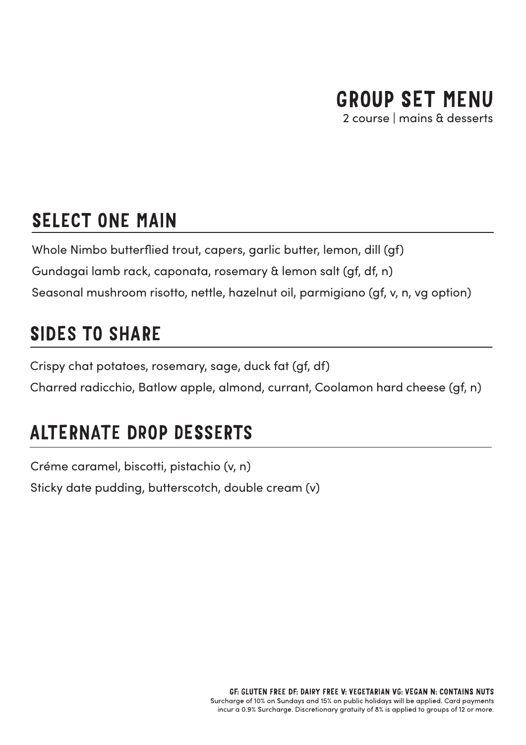# GROUP SET MENU

2 course | mains & desserts

## SELECT ONE MAIN

Whole Nimbo butterflied trout, capers, garlic butter, lemon, dill (gf)

Gundagai lamb rack, caponata, rosemary & lemon salt (gf, df, n)

Seasonal mushroom risotto, nettle, hazelnut oil, parmigiano (gf, v, n, vg option)

## SIDES TO SHARE

Crispy chat potatoes, rosemary, sage, duck fat (gf, df)

Charred radicchio, Batlow apple, almond, currant, Coolamon hard cheese (gf, n)

## ALTERNATE DROP DESSERTS

Créme caramel, biscotti, pistachio (v, n)

Sticky date pudding, butterscotch, double cream (v)

GF: GLUTEN FREE DF: DAIRY FREE V: VEGETARIAN VG: VEGAN N: CONTAINS NUTS

Surcharge of 10% on Sundays and 15% on public holidays will be applied. Card payments incur a 0.9% Surcharge. Discretionary gratuity of 8% is applied to groups of 12 or more.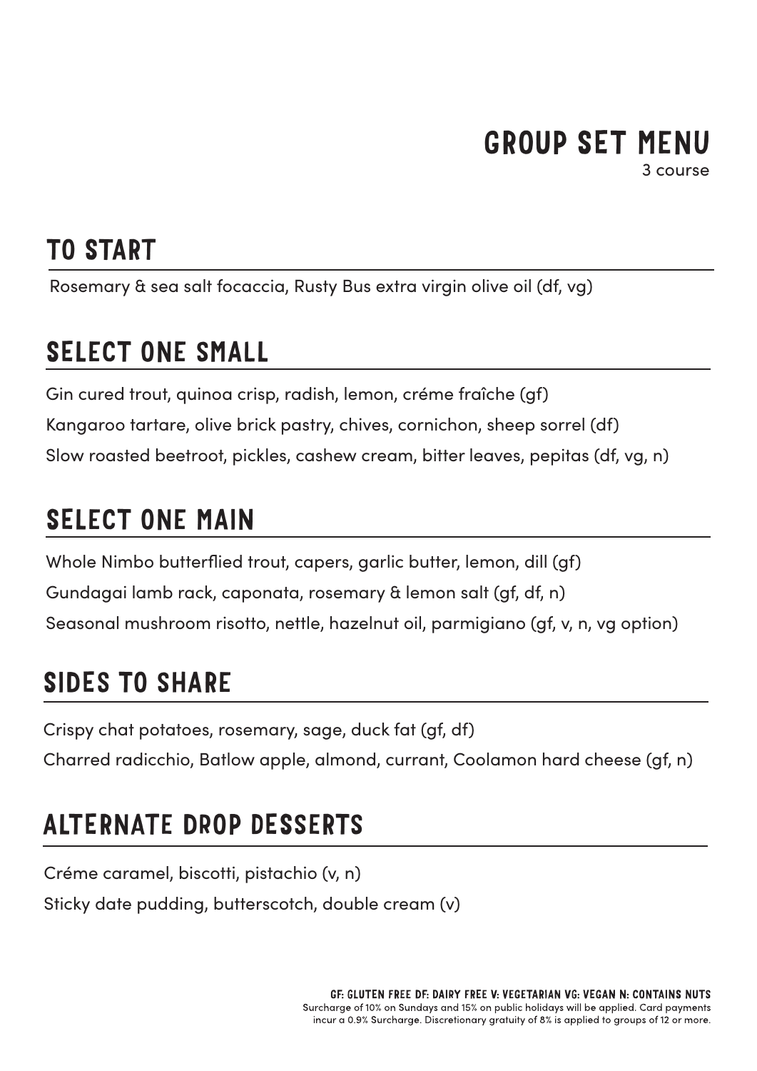# GROUP SET MENU

3 course

## TO START

Rosemary & sea salt focaccia, Rusty Bus extra virgin olive oil (df, vg)

## SELECT ONE SMALL

Gin cured trout, quinoa crisp, radish, lemon, créme fraîche (gf)

Kangaroo tartare, olive brick pastry, chives, cornichon, sheep sorrel (df)

Slow roasted beetroot, pickles, cashew cream, bitter leaves, pepitas (df, vg, n)

## SELECT ONE MAIN

Whole Nimbo butterflied trout, capers, garlic butter, lemon, dill (gf)

Gundagai lamb rack, caponata, rosemary & lemon salt (gf, df, n)

Seasonal mushroom risotto, nettle, hazelnut oil, parmigiano (gf, v, n, vg option)

## SIDES TO SHARE

Crispy chat potatoes, rosemary, sage, duck fat (gf, df)

Charred radicchio, Batlow apple, almond, currant, Coolamon hard cheese (gf, n)

## ALTERNATE DROP DESSERTS

Créme caramel, biscotti, pistachio (v, n)

Sticky date pudding, butterscotch, double cream (v)

GF: GLUTEN FREE DF: DAIRY FREE V: VEGETARIAN VG: VEGAN N: CONTAINS NUTS

Surcharge of 10% on Sundays and 15% on public holidays will be applied. Card payments incur a 0.9% Surcharge. Discretionary gratuity of 8% is applied to groups of 12 or more.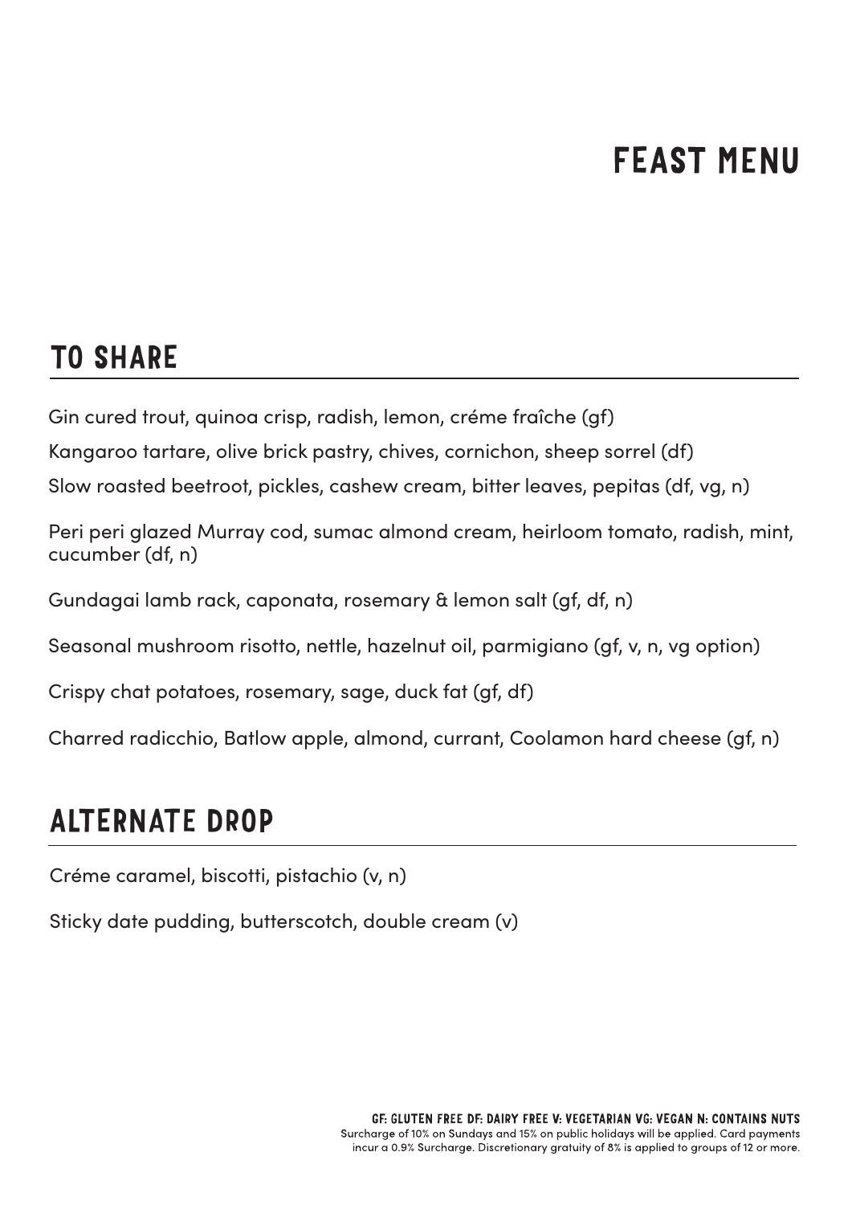# FEAST MENU

## TO SHARE

Gin cured trout, quinoa crisp, radish, lemon, créme fraîche (gf)

Kangaroo tartare, olive brick pastry, chives, cornichon, sheep sorrel (df)

Slow roasted beetroot, pickles, cashew cream, bitter leaves, pepitas (df, vg, n)

Peri peri glazed Murray cod, sumac almond cream, heirloom tomato, radish, mint, cucumber (df, n)

Gundagai lamb rack, caponata, rosemary & lemon salt (gf, df, n)

Seasonal mushroom risotto, nettle, hazelnut oil, parmigiano (gf, v, n, vg option)

Crispy chat potatoes, rosemary, sage, duck fat (gf, df)

Charred radicchio, Batlow apple, almond, currant, Coolamon hard cheese (gf, n)

## ALTERNATE DROP

Créme caramel, biscotti, pistachio (v, n)

Sticky date pudding, butterscotch, double cream (v)

GF: GLUTEN FREE DF: DAIRY FREE V: VEGETARIAN VG: VEGAN N: CONTAINS NUTS

Surcharge of 10% on Sundays and 15% on public holidays will be applied. Card payments incur a 0.9% Surcharge. Discretionary gratuity of 8% is applied to groups of 12 or more.